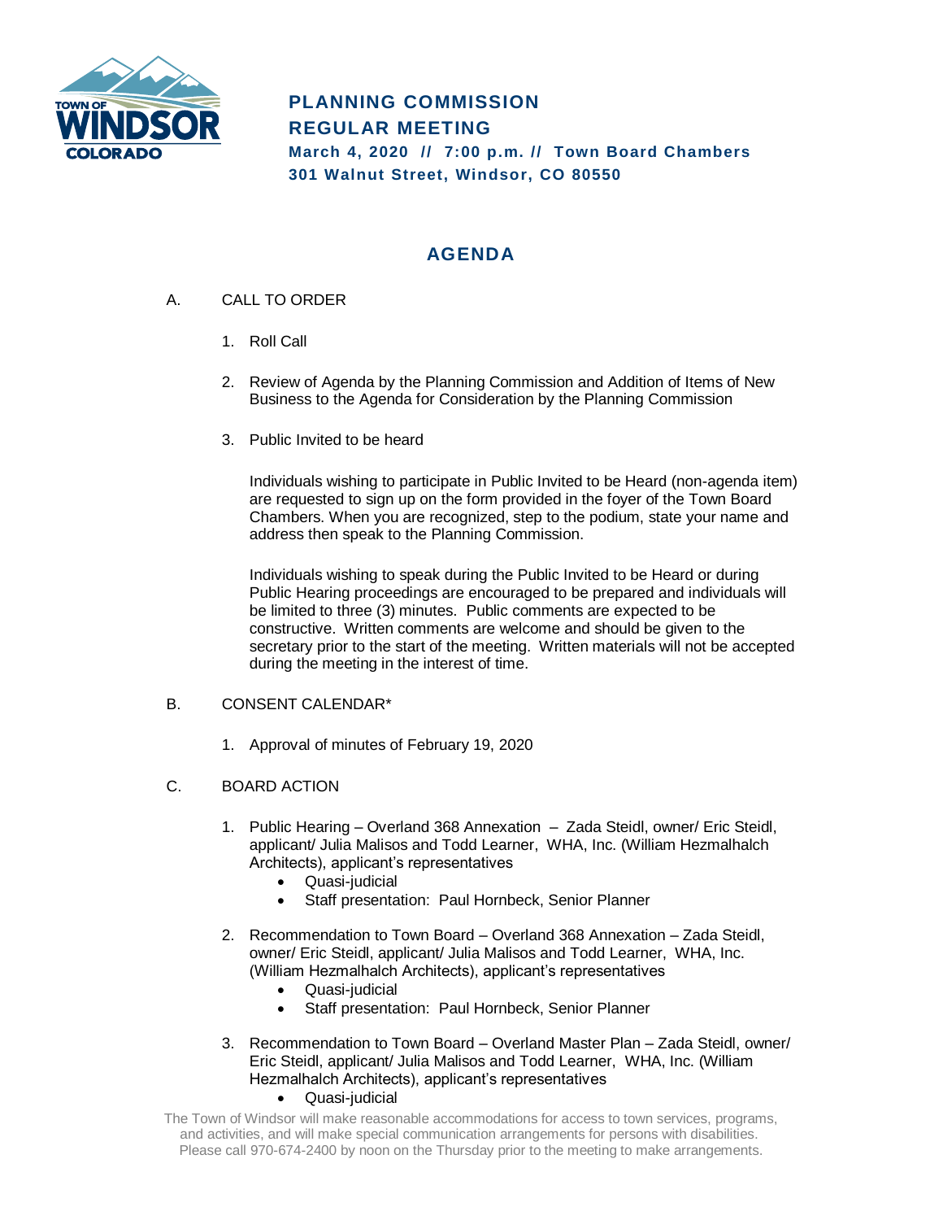# PLANNING COMMISSION
# REGULAR MEETING

**March 4, 2020 // 7:00 p.m. // Town Board Chambers**
**301 Walnut Street, Windsor, CO 80550**

## AGENDA

A. CALL TO ORDER

1. Roll Call
2. Review of Agenda by the Planning Commission and Addition of Items of New Business to the Agenda for Consideration by the Planning Commission
3. Public Invited to be heard

   Individuals wishing to participate in Public Invited to be Heard (non-agenda item) are requested to sign up on the form provided in the foyer of the Town Board Chambers. When you are recognized, step to the podium, state your name and address then speak to the Planning Commission.

   Individuals wishing to speak during the Public Invited to be Heard or during Public Hearing proceedings are encouraged to be prepared and individuals will be limited to three (3) minutes. Public comments are expected to be constructive. Written comments are welcome and should be given to the secretary prior to the start of the meeting. Written materials will not be accepted during the meeting in the interest of time.

B. CONSENT CALENDAR*

1. Approval of minutes of February 19, 2020

C. BOARD ACTION

1. Public Hearing – Overland 368 Annexation – Zada Steidl, owner/ Eric Steidl, applicant/ Julia Malisos and Todd Learner, WHA, Inc. (William Hezmalhalch Architects), applicant's representatives
   - Quasi-judicial
   - Staff presentation: Paul Hornbeck, Senior Planner
2. Recommendation to Town Board – Overland 368 Annexation – Zada Steidl, owner/ Eric Steidl, applicant/ Julia Malisos and Todd Learner, WHA, Inc. (William Hezmalhalch Architects), applicant's representatives
   - Quasi-judicial
   - Staff presentation: Paul Hornbeck, Senior Planner
3. Recommendation to Town Board – Overland Master Plan – Zada Steidl, owner/ Eric Steidl, applicant/ Julia Malisos and Todd Learner, WHA, Inc. (William Hezmalhalch Architects), applicant's representatives
   - Quasi-judicial

The Town of Windsor will make reasonable accommodations for access to town services, programs, and activities, and will make special communication arrangements for persons with disabilities. Please call 970-674-2400 by noon on the Thursday prior to the meeting to make arrangements.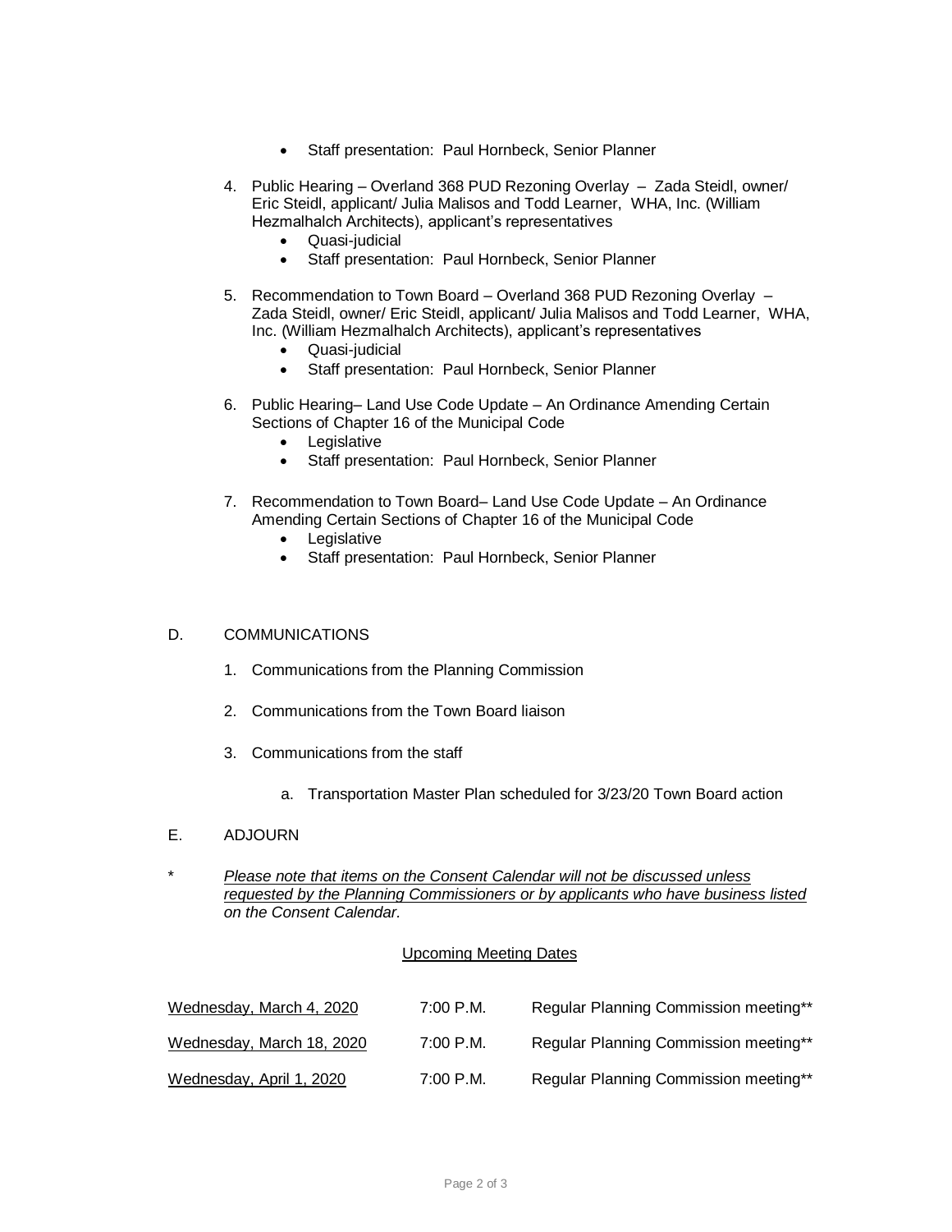- Staff presentation: Paul Hornbeck, Senior Planner

4. Public Hearing – Overland 368 PUD Rezoning Overlay – Zada Steidl, owner/ Eric Steidl, applicant/ Julia Malisos and Todd Learner, WHA, Inc. (William Hezmalhalch Architects), applicant's representatives
   - Quasi-judicial
   - Staff presentation: Paul Hornbeck, Senior Planner

5. Recommendation to Town Board – Overland 368 PUD Rezoning Overlay – Zada Steidl, owner/ Eric Steidl, applicant/ Julia Malisos and Todd Learner, WHA, Inc. (William Hezmalhalch Architects), applicant's representatives
   - Quasi-judicial
   - Staff presentation: Paul Hornbeck, Senior Planner

6. Public Hearing– Land Use Code Update – An Ordinance Amending Certain Sections of Chapter 16 of the Municipal Code
   - Legislative
   - Staff presentation: Paul Hornbeck, Senior Planner

7. Recommendation to Town Board– Land Use Code Update – An Ordinance Amending Certain Sections of Chapter 16 of the Municipal Code
   - Legislative
   - Staff presentation: Paul Hornbeck, Senior Planner

D. COMMUNICATIONS

1. Communications from the Planning Commission

2. Communications from the Town Board liaison

3. Communications from the staff

   a. Transportation Master Plan scheduled for 3/23/20 Town Board action

E. ADJOURN

\* *Please note that items on the Consent Calendar will not be discussed unless requested by the Planning Commissioners or by applicants who have business listed on the Consent Calendar.*

Upcoming Meeting Dates

| | | |
|---|---|---|
| Wednesday, March 4, 2020 | 7:00 P.M. | Regular Planning Commission meeting** |
| Wednesday, March 18, 2020 | 7:00 P.M. | Regular Planning Commission meeting** |
| Wednesday, April 1, 2020 | 7:00 P.M. | Regular Planning Commission meeting** |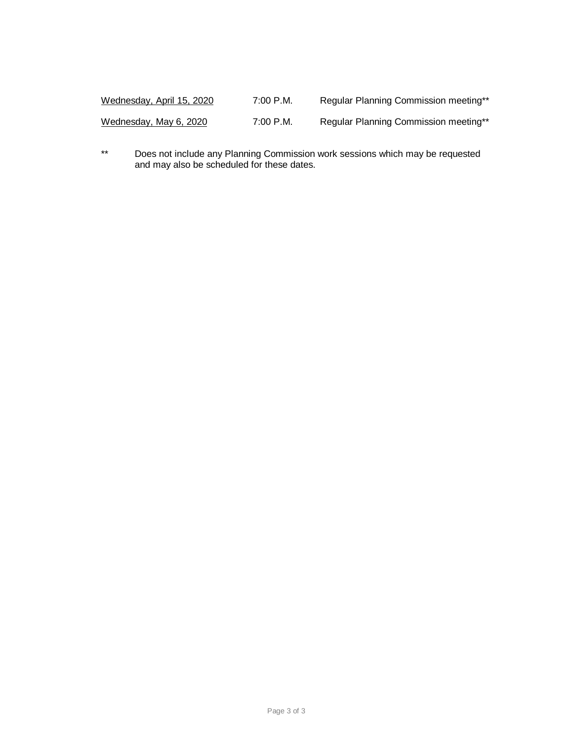| | | |
|---|---|---|
| <u>Wednesday, April 15, 2020</u> | 7:00 P.M. | Regular Planning Commission meeting** |
| <u>Wednesday, May 6, 2020</u> | 7:00 P.M. | Regular Planning Commission meeting** |

** Does not include any Planning Commission work sessions which may be requested and may also be scheduled for these dates.